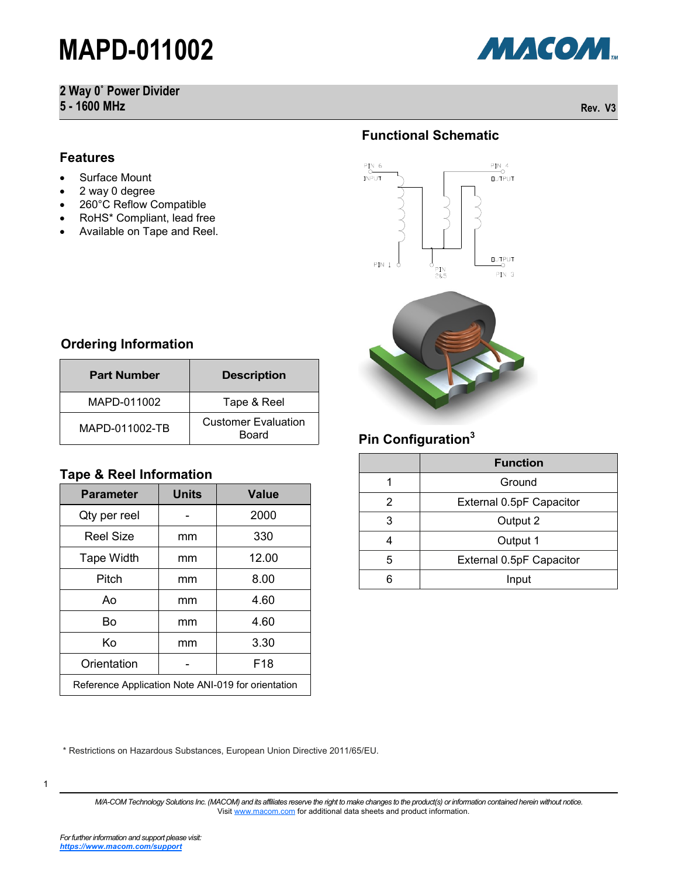# MAPD-011002

**2 Way 0˚ Power Divider**
**5 - 1600 MHz**

Rev. V3

## Features

- Surface Mount
- 2 way 0 degree
- 260°C Reflow Compatible
- RoHS* Compliant, lead free
- Available on Tape and Reel.

## Functional Schematic

## Ordering Information

| Part Number | Description |
|---|---|
| MAPD-011002 | Tape & Reel |
| MAPD-011002-TB | Customer Evaluation Board |

## Pin Configuration[3]

| | Function |
|---|---|
| 1 | Ground |
| 2 | External 0.5pF Capacitor |
| 3 | Output 2 |
| 4 | Output 1 |
| 5 | External 0.5pF Capacitor |
| 6 | Input |

## Tape & Reel Information

| Parameter | Units | Value |
|---|---|---|
| Qty per reel | - | 2000 |
| Reel Size | mm | 330 |
| Tape Width | mm | 12.00 |
| Pitch | mm | 8.00 |
| Ao | mm | 4.60 |
| Bo | mm | 4.60 |
| Ko | mm | 3.30 |
| Orientation | - | F18 |
| Reference Application Note ANI-019 for orientation | | |

* Restrictions on Hazardous Substances, European Union Directive 2011/65/EU.

*M/A-COM Technology Solutions Inc. (MACOM) and its affiliates reserve the right to make changes to the product(s) or information contained herein without notice.*
Visit www.macom.com for additional data sheets and product information.

*For further information and support please visit:*
***https://www.macom.com/support***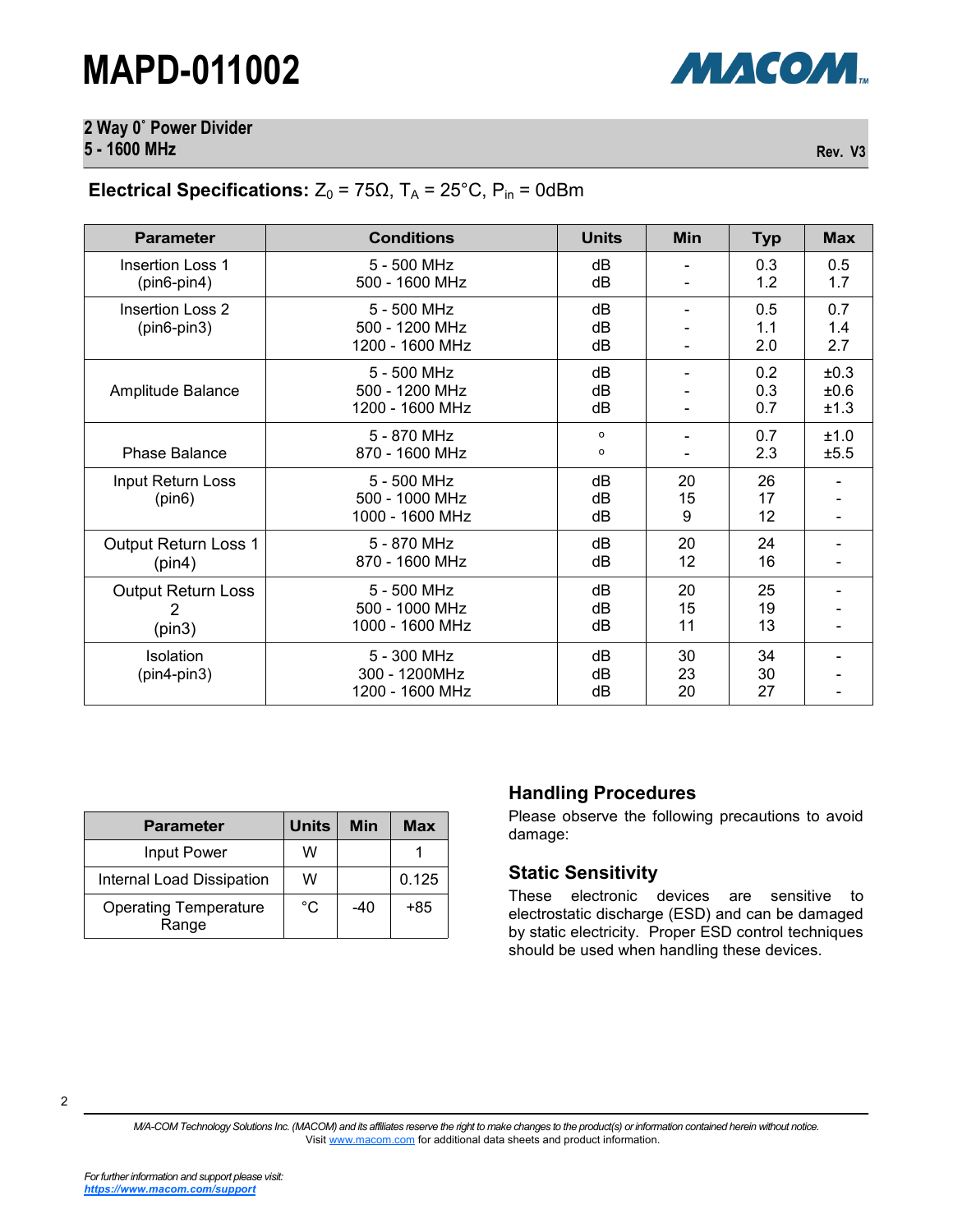## Electrical Specifications: $Z_0 = 75\Omega$, $T_A = 25°C$, $P_{in} = 0dBm$

| Parameter | Conditions | Units | Min | Typ | Max |
|---|---|---|---|---|---|
| Insertion Loss 1 (pin6-pin4) | 5 - 500 MHz<br>500 - 1600 MHz | dB<br>dB | -<br>- | 0.3<br>1.2 | 0.5<br>1.7 |
| Insertion Loss 2 (pin6-pin3) | 5 - 500 MHz<br>500 - 1200 MHz<br>1200 - 1600 MHz | dB<br>dB<br>dB | -<br>-<br>- | 0.5<br>1.1<br>2.0 | 0.7<br>1.4<br>2.7 |
| Amplitude Balance | 5 - 500 MHz<br>500 - 1200 MHz<br>1200 - 1600 MHz | dB<br>dB<br>dB | -<br>-<br>- | 0.2<br>0.3<br>0.7 | ±0.3<br>±0.6<br>±1.3 |
| Phase Balance | 5 - 870 MHz<br>870 - 1600 MHz | °<br>° | -<br>- | 0.7<br>2.3 | ±1.0<br>±5.5 |
| Input Return Loss (pin6) | 5 - 500 MHz<br>500 - 1000 MHz<br>1000 - 1600 MHz | dB<br>dB<br>dB | 20<br>15<br>9 | 26<br>17<br>12 | -<br>-<br>- |
| Output Return Loss 1 (pin4) | 5 - 870 MHz<br>870 - 1600 MHz | dB<br>dB | 20<br>12 | 24<br>16 | -<br>- |
| Output Return Loss 2 (pin3) | 5 - 500 MHz<br>500 - 1000 MHz<br>1000 - 1600 MHz | dB<br>dB<br>dB | 20<br>15<br>11 | 25<br>19<br>13 | -<br>-<br>- |
| Isolation (pin4-pin3) | 5 - 300 MHz<br>300 - 1200MHz<br>1200 - 1600 MHz | dB<br>dB<br>dB | 30<br>23<br>20 | 34<br>30<br>27 | -<br>-<br>- |

| Parameter | Units | Min | Max |
|---|---|---|---|
| Input Power | W | | 1 |
| Internal Load Dissipation | W | | 0.125 |
| Operating Temperature Range | °C | -40 | +85 |

### Handling Procedures

Please observe the following precautions to avoid damage:

### Static Sensitivity

These electronic devices are sensitive to electrostatic discharge (ESD) and can be damaged by static electricity. Proper ESD control techniques should be used when handling these devices.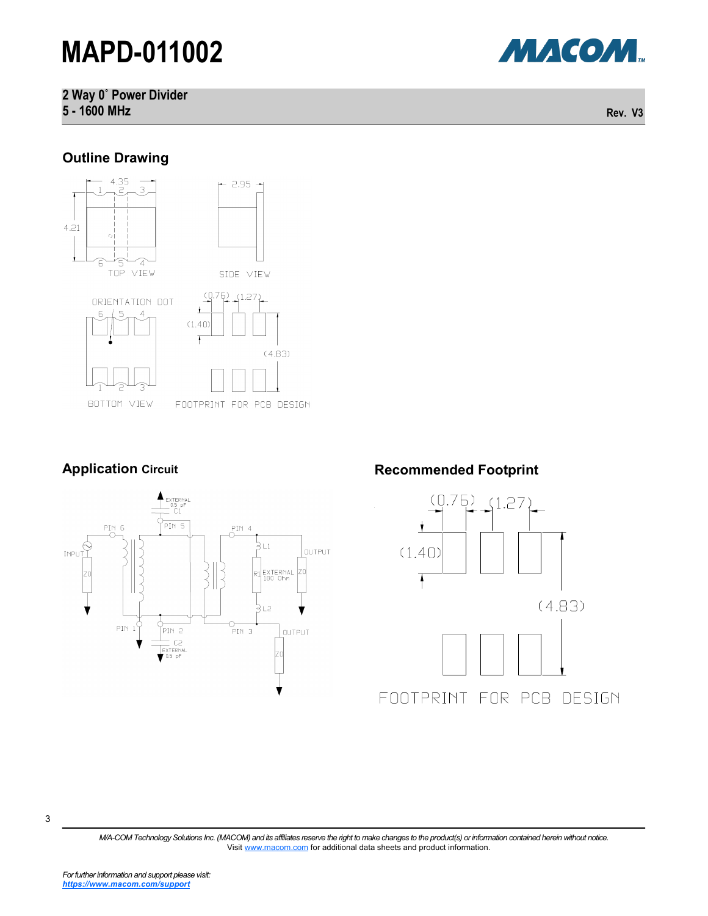## Outline Drawing

4.35

4.21

2.95

TOP VIEW

SIDE VIEW

ORIENTATION DOT

BOTTOM VIEW

(0.76) (1.27)

(1.40)

(4.83)

FOOTPRINT FOR PCB DESIGN

## Application Circuit

EXTERNAL 0.5 pF C1

PIN 6 PIN 5 PIN 4

INPUT Z0

L1

OUTPUT

R1 EXTERNAL 100 Ohm

Z0

L2

PIN 1 PIN 2 PIN 3

C2 EXTERNAL 0.5 pF

OUTPUT

Z0

## Recommended Footprint

(0.76) (1.27)

(1.40)

(4.83)

FOOTPRINT FOR PCB DESIGN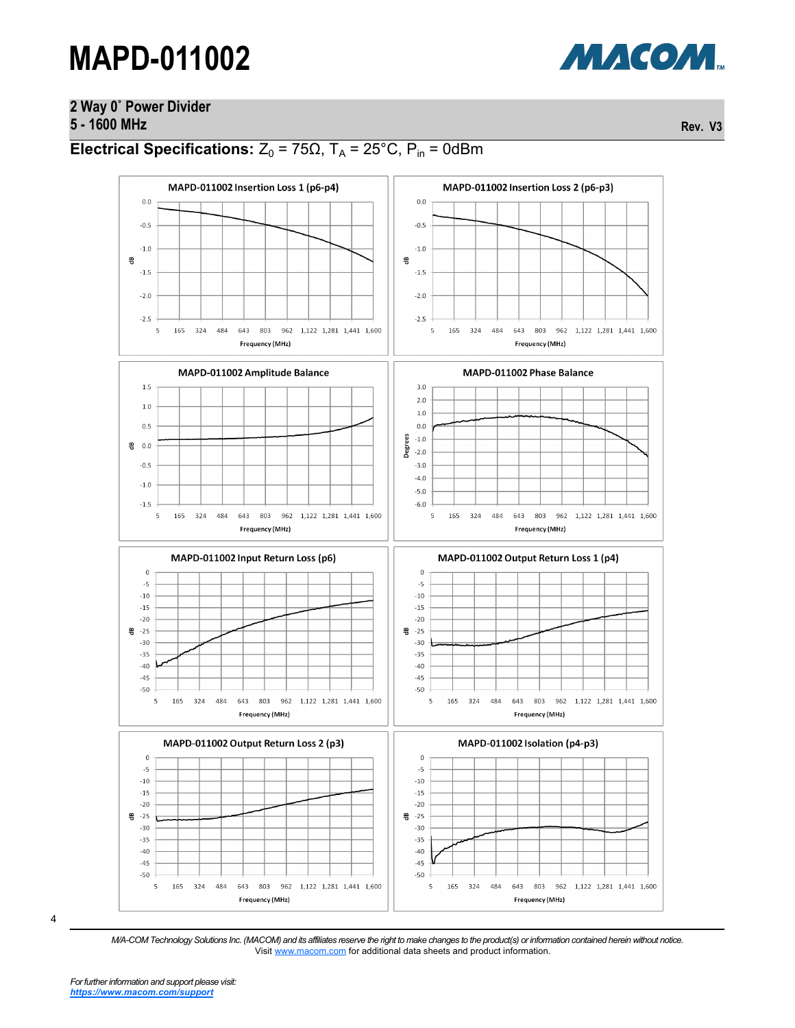# MAPD-011002

## 2 Way 0° Power Divider
## 5 - 1600 MHz

Rev. V3

**Electrical Specifications:** $Z_0$ = 75Ω, $T_A$ = 25°C, $P_{in}$ = 0dBm

MAPD-011002 Insertion Loss 1 (p6-p4)

MAPD-011002 Insertion Loss 2 (p6-p3)

MAPD-011002 Amplitude Balance

MAPD-011002 Phase Balance

MAPD-011002 Input Return Loss (p6)

MAPD-011002 Output Return Loss 1 (p4)

MAPD-011002 Output Return Loss 2 (p3)

MAPD-011002 Isolation (p4-p3)

*M/A-COM Technology Solutions Inc. (MACOM) and its affiliates reserve the right to make changes to the product(s) or information contained herein without notice.*
Visit www.macom.com for additional data sheets and product information.

*For further information and support please visit:*
***https://www.macom.com/support***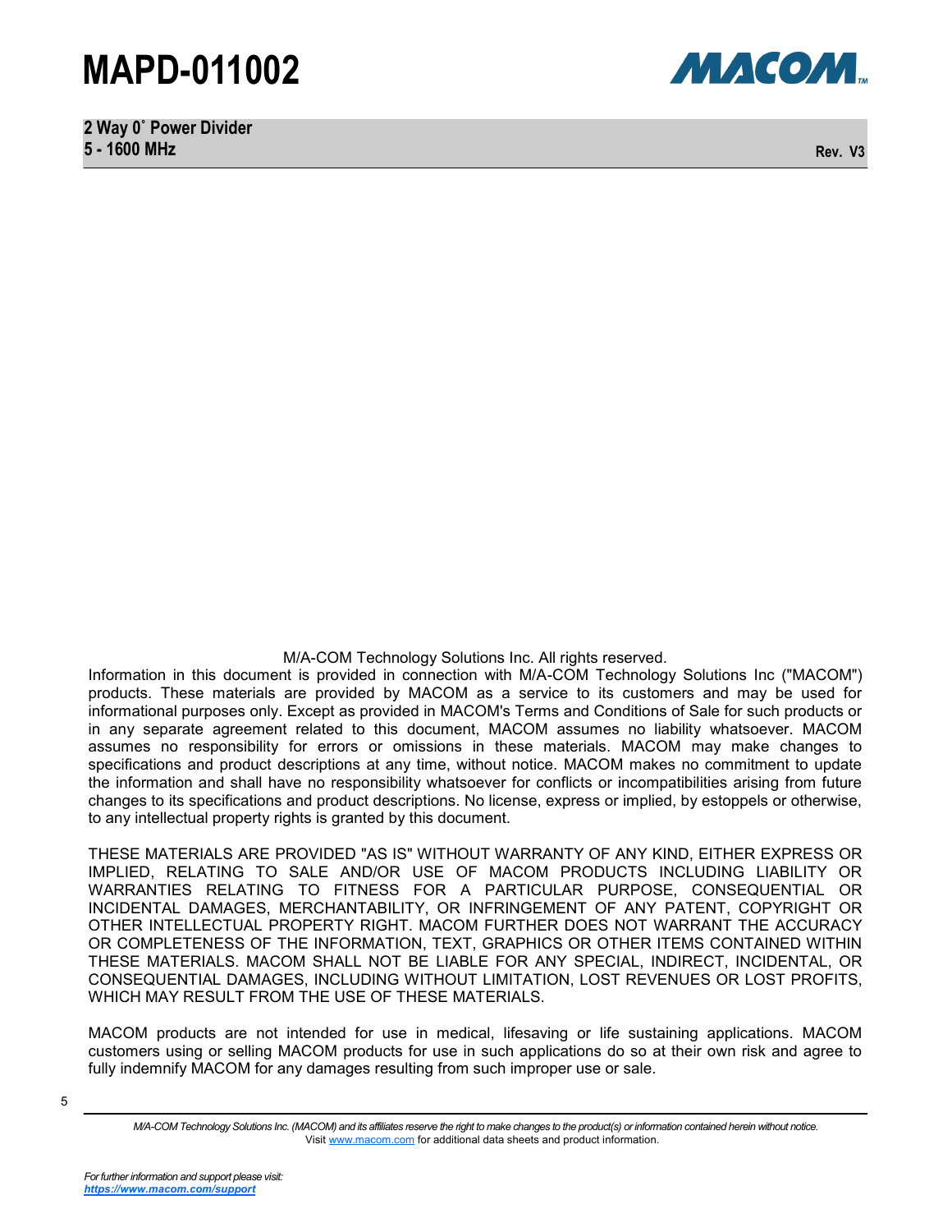M/A-COM Technology Solutions Inc. All rights reserved.

Information in this document is provided in connection with M/A-COM Technology Solutions Inc ("MACOM") products. These materials are provided by MACOM as a service to its customers and may be used for informational purposes only. Except as provided in MACOM's Terms and Conditions of Sale for such products or in any separate agreement related to this document, MACOM assumes no liability whatsoever. MACOM assumes no responsibility for errors or omissions in these materials. MACOM may make changes to specifications and product descriptions at any time, without notice. MACOM makes no commitment to update the information and shall have no responsibility whatsoever for conflicts or incompatibilities arising from future changes to its specifications and product descriptions. No license, express or implied, by estoppels or otherwise, to any intellectual property rights is granted by this document.

THESE MATERIALS ARE PROVIDED "AS IS" WITHOUT WARRANTY OF ANY KIND, EITHER EXPRESS OR IMPLIED, RELATING TO SALE AND/OR USE OF MACOM PRODUCTS INCLUDING LIABILITY OR WARRANTIES RELATING TO FITNESS FOR A PARTICULAR PURPOSE, CONSEQUENTIAL OR INCIDENTAL DAMAGES, MERCHANTABILITY, OR INFRINGEMENT OF ANY PATENT, COPYRIGHT OR OTHER INTELLECTUAL PROPERTY RIGHT. MACOM FURTHER DOES NOT WARRANT THE ACCURACY OR COMPLETENESS OF THE INFORMATION, TEXT, GRAPHICS OR OTHER ITEMS CONTAINED WITHIN THESE MATERIALS. MACOM SHALL NOT BE LIABLE FOR ANY SPECIAL, INDIRECT, INCIDENTAL, OR CONSEQUENTIAL DAMAGES, INCLUDING WITHOUT LIMITATION, LOST REVENUES OR LOST PROFITS, WHICH MAY RESULT FROM THE USE OF THESE MATERIALS.

MACOM products are not intended for use in medical, lifesaving or life sustaining applications. MACOM customers using or selling MACOM products for use in such applications do so at their own risk and agree to fully indemnify MACOM for any damages resulting from such improper use or sale.